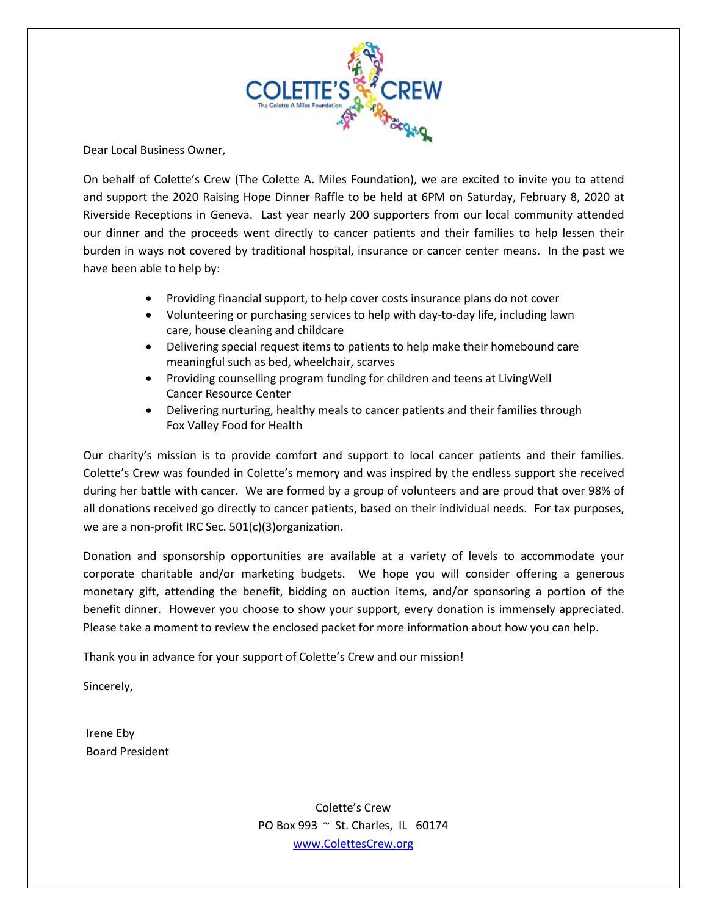COLETTE'S CREW
The Colette A Miles Foundation

Dear Local Business Owner,

On behalf of Colette's Crew (The Colette A. Miles Foundation), we are excited to invite you to attend and support the 2020 Raising Hope Dinner Raffle to be held at 6PM on Saturday, February 8, 2020 at Riverside Receptions in Geneva. Last year nearly 200 supporters from our local community attended our dinner and the proceeds went directly to cancer patients and their families to help lessen their burden in ways not covered by traditional hospital, insurance or cancer center means. In the past we have been able to help by:

- Providing financial support, to help cover costs insurance plans do not cover
- Volunteering or purchasing services to help with day-to-day life, including lawn care, house cleaning and childcare
- Delivering special request items to patients to help make their homebound care meaningful such as bed, wheelchair, scarves
- Providing counselling program funding for children and teens at LivingWell Cancer Resource Center
- Delivering nurturing, healthy meals to cancer patients and their families through Fox Valley Food for Health

Our charity's mission is to provide comfort and support to local cancer patients and their families. Colette's Crew was founded in Colette's memory and was inspired by the endless support she received during her battle with cancer. We are formed by a group of volunteers and are proud that over 98% of all donations received go directly to cancer patients, based on their individual needs. For tax purposes, we are a non-profit IRC Sec. 501(c)(3)organization.

Donation and sponsorship opportunities are available at a variety of levels to accommodate your corporate charitable and/or marketing budgets. We hope you will consider offering a generous monetary gift, attending the benefit, bidding on auction items, and/or sponsoring a portion of the benefit dinner. However you choose to show your support, every donation is immensely appreciated. Please take a moment to review the enclosed packet for more information about how you can help.

Thank you in advance for your support of Colette's Crew and our mission!

Sincerely,

Irene Eby
Board President

Colette's Crew
PO Box 993 ~ St. Charles, IL 60174
[www.ColettesCrew.org](http://www.ColettesCrew.org)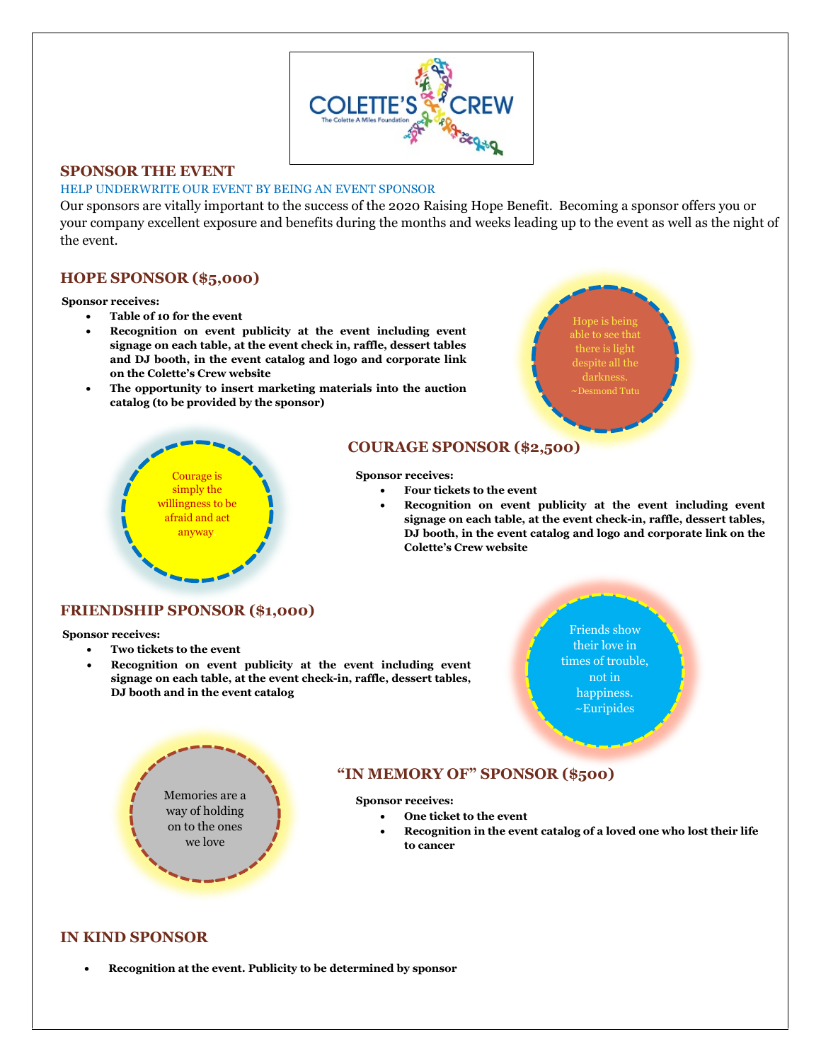COLETTE'S CREW
The Colette A Miles Foundation

## SPONSOR THE EVENT

HELP UNDERWRITE OUR EVENT BY BEING AN EVENT SPONSOR

Our sponsors are vitally important to the success of the 2020 Raising Hope Benefit. Becoming a sponsor offers you or your company excellent exposure and benefits during the months and weeks leading up to the event as well as the night of the event.

## HOPE SPONSOR ($5,000)

**Sponsor receives:**

- **Table of 10 for the event**
- **Recognition on event publicity at the event including event signage on each table, at the event check in, raffle, dessert tables and DJ booth, in the event catalog and logo and corporate link on the Colette's Crew website**
- **The opportunity to insert marketing materials into the auction catalog (to be provided by the sponsor)**

Hope is being able to see that there is light despite all the darkness. ~Desmond Tutu

## COURAGE SPONSOR ($2,500)

Courage is simply the willingness to be afraid and act anyway

**Sponsor receives:**

- **Four tickets to the event**
- **Recognition on event publicity at the event including event signage on each table, at the event check-in, raffle, dessert tables, DJ booth, in the event catalog and logo and corporate link on the Colette's Crew website**

## FRIENDSHIP SPONSOR ($1,000)

**Sponsor receives:**

- **Two tickets to the event**
- **Recognition on event publicity at the event including event signage on each table, at the event check-in, raffle, dessert tables, DJ booth and in the event catalog**

Friends show their love in times of trouble, not in happiness. ~Euripides

## "IN MEMORY OF" SPONSOR ($500)

Memories are a way of holding on to the ones we love

**Sponsor receives:**

- **One ticket to the event**
- **Recognition in the event catalog of a loved one who lost their life to cancer**

## IN KIND SPONSOR

- **Recognition at the event. Publicity to be determined by sponsor**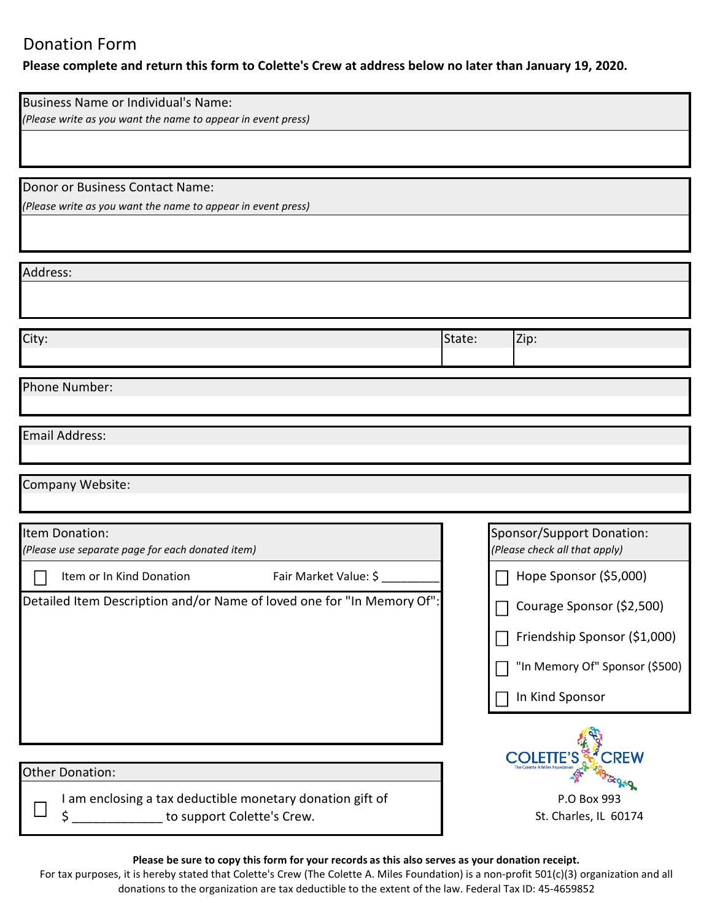# Donation Form

**Please complete and return this form to Colette's Crew at address below no later than January 19, 2020.**

Business Name or Individual's Name:
*(Please write as you want the name to appear in event press)*

Donor or Business Contact Name:
*(Please write as you want the name to appear in event press)*

Address:

| City: | State: | Zip: |
|---|---|---|
| | | |

Phone Number:

Email Address:

Company Website:

## Item Donation:
*(Please use separate page for each donated item)*

☐ Item or In Kind Donation    Fair Market Value: $ _________

Detailed Item Description and/or Name of loved one for "In Memory Of":

## Sponsor/Support Donation:
*(Please check all that apply)*

☐ Hope Sponsor ($5,000)

☐ Courage Sponsor ($2,500)

☐ Friendship Sponsor ($1,000)

☐ "In Memory Of" Sponsor ($500)

☐ In Kind Sponsor

## Other Donation:

☐ I am enclosing a tax deductible monetary donation gift of $ _____________ to support Colette's Crew.

COLETTE'S CREW
The Colette A Miles Foundation

P.O Box 993
St. Charles, IL 60174

**Please be sure to copy this form for your records as this also serves as your donation receipt.**

For tax purposes, it is hereby stated that Colette's Crew (The Colette A. Miles Foundation) is a non-profit 501(c)(3) organization and all donations to the organization are tax deductible to the extent of the law. Federal Tax ID: 45-4659852